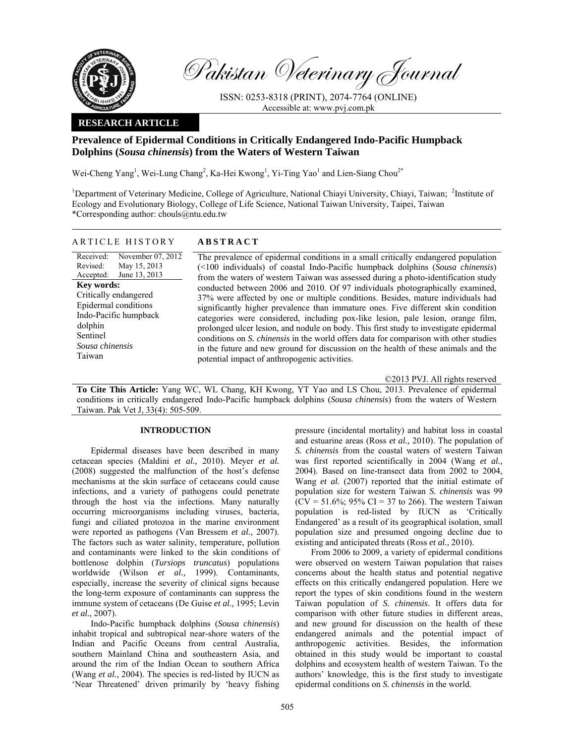Pakistan Veterinary Journal

ISSN: 0253-8318 (PRINT), 2074-7764 (ONLINE)
Accessible at: www.pvj.com.pk

**RESEARCH ARTICLE**

# Prevalence of Epidermal Conditions in Critically Endangered Indo-Pacific Humpback Dolphins (*Sousa chinensis*) from the Waters of Western Taiwan

Wei-Cheng Yang[1], Wei-Lung Chang[2], Ka-Hei Kwong[1], Yi-Ting Yao[1] and Lien-Siang Chou[2*]

[1]Department of Veterinary Medicine, College of Agriculture, National Chiayi University, Chiayi, Taiwan; [2]Institute of Ecology and Evolutionary Biology, College of Life Science, National Taiwan University, Taipei, Taiwan
*Corresponding author: chouls@ntu.edu.tw

## ARTICLE HISTORY

Received: November 07, 2012
Revised: May 15, 2013
Accepted: June 13, 2013

**Key words:**
Critically endangered
Epidermal conditions
Indo-Pacific humpback dolphin
Sentinel
*Sousa chinensis*
Taiwan

## ABSTRACT

The prevalence of epidermal conditions in a small critically endangered population (<100 individuals) of coastal Indo-Pacific humpback dolphins (*Sousa chinensis*) from the waters of western Taiwan was assessed during a photo-identification study conducted between 2006 and 2010. Of 97 individuals photographically examined, 37% were affected by one or multiple conditions. Besides, mature individuals had significantly higher prevalence than immature ones. Five different skin condition categories were considered, including pox-like lesion, pale lesion, orange film, prolonged ulcer lesion, and nodule on body. This first study to investigate epidermal conditions on *S. chinensis* in the world offers data for comparison with other studies in the future and new ground for discussion on the health of these animals and the potential impact of anthropogenic activities.

©2013 PVJ. All rights reserved

**To Cite This Article:** Yang WC, WL Chang, KH Kwong, YT Yao and LS Chou, 2013. Prevalence of epidermal conditions in critically endangered Indo-Pacific humpback dolphins (*Sousa chinensis*) from the waters of Western Taiwan. Pak Vet J, 33(4): 505-509.

## INTRODUCTION

Epidermal diseases have been described in many cetacean species (Maldini *et al.,* 2010). Meyer *et al.* (2008) suggested the malfunction of the host's defense mechanisms at the skin surface of cetaceans could cause infections, and a variety of pathogens could penetrate through the host via the infections. Many naturally occurring microorganisms including viruses, bacteria, fungi and ciliated protozoa in the marine environment were reported as pathogens (Van Bressem *et al.,* 2007). The factors such as water salinity, temperature, pollution and contaminants were linked to the skin conditions of bottlenose dolphin (*Tursiops truncatus*) populations worldwide (Wilson *et al.,* 1999). Contaminants, especially, increase the severity of clinical signs because the long-term exposure of contaminants can suppress the immune system of cetaceans (De Guise *et al.,* 1995; Levin *et al.,* 2007).

Indo-Pacific humpback dolphins (*Sousa chinensis*) inhabit tropical and subtropical near-shore waters of the Indian and Pacific Oceans from central Australia, southern Mainland China and southeastern Asia, and around the rim of the Indian Ocean to southern Africa (Wang *et al.,* 2004). The species is red-listed by IUCN as 'Near Threatened' driven primarily by 'heavy fishing pressure (incidental mortality) and habitat loss in coastal and estuarine areas (Ross *et al.,* 2010). The population of *S. chinensis* from the coastal waters of western Taiwan was first reported scientifically in 2004 (Wang *et al.,* 2004). Based on line-transect data from 2002 to 2004, Wang *et al.* (2007) reported that the initial estimate of population size for western Taiwan *S. chinensis* was 99 (CV = 51.6%; 95% CI = 37 to 266). The western Taiwan population is red-listed by IUCN as 'Critically Endangered' as a result of its geographical isolation, small population size and presumed ongoing decline due to existing and anticipated threats (Ross *et al.,* 2010).

From 2006 to 2009, a variety of epidermal conditions were observed on western Taiwan population that raises concerns about the health status and potential negative effects on this critically endangered population. Here we report the types of skin conditions found in the western Taiwan population of *S. chinensis*. It offers data for comparison with other future studies in different areas, and new ground for discussion on the health of these endangered animals and the potential impact of anthropogenic activities. Besides, the information obtained in this study would be important to coastal dolphins and ecosystem health of western Taiwan. To the authors' knowledge, this is the first study to investigate epidermal conditions on *S. chinensis* in the world.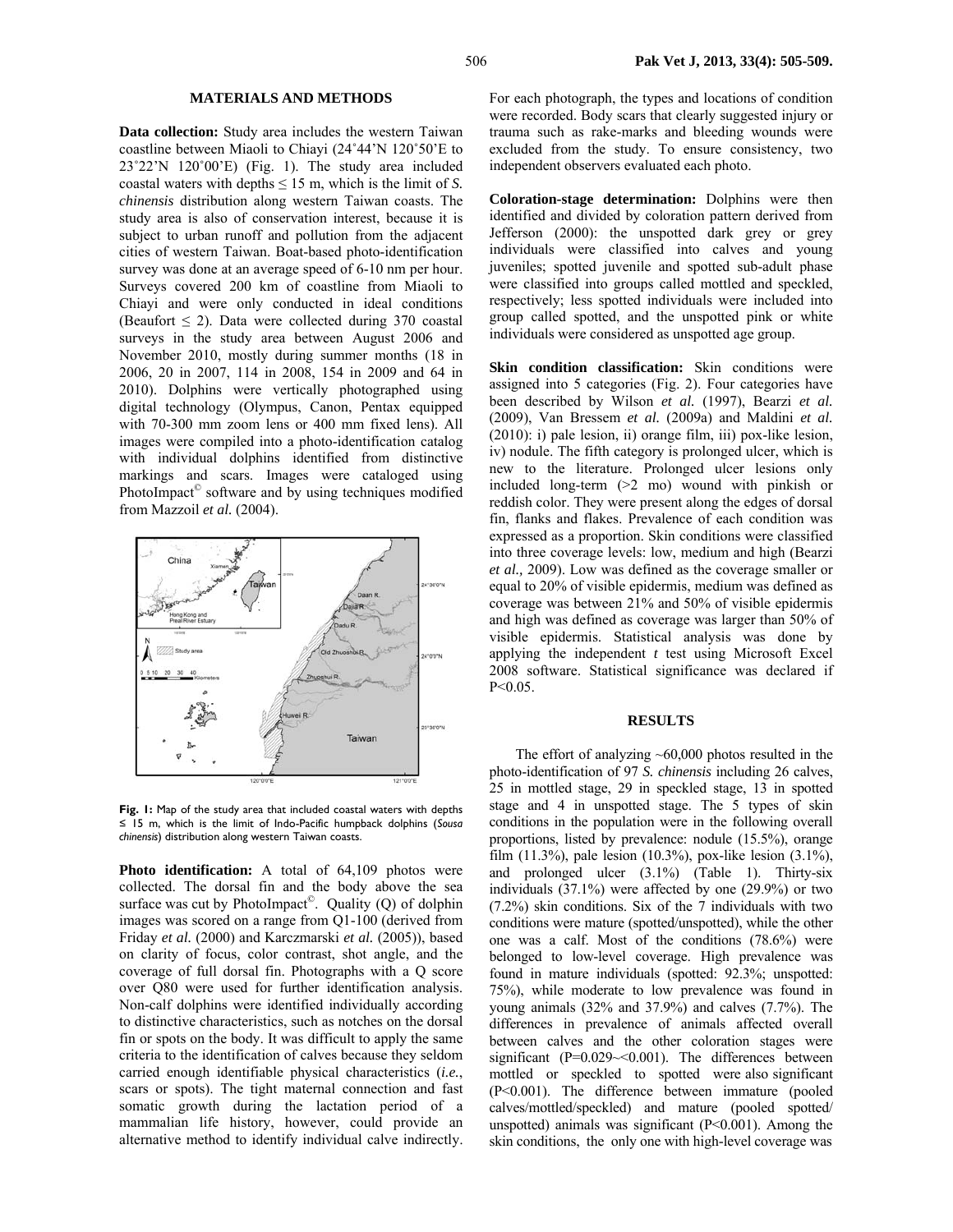## MATERIALS AND METHODS

**Data collection:** Study area includes the western Taiwan coastline between Miaoli to Chiayi (24˚44'N 120˚50'E to 23˚22'N 120˚00'E) (Fig. 1). The study area included coastal waters with depths ≤ 15 m, which is the limit of *S. chinensis* distribution along western Taiwan coasts. The study area is also of conservation interest, because it is subject to urban runoff and pollution from the adjacent cities of western Taiwan. Boat-based photo-identification survey was done at an average speed of 6-10 nm per hour. Surveys covered 200 km of coastline from Miaoli to Chiayi and were only conducted in ideal conditions (Beaufort ≤ 2). Data were collected during 370 coastal surveys in the study area between August 2006 and November 2010, mostly during summer months (18 in 2006, 20 in 2007, 114 in 2008, 154 in 2009 and 64 in 2010). Dolphins were vertically photographed using digital technology (Olympus, Canon, Pentax equipped with 70-300 mm zoom lens or 400 mm fixed lens). All images were compiled into a photo-identification catalog with individual dolphins identified from distinctive markings and scars. Images were cataloged using PhotoImpact© software and by using techniques modified from Mazzoil *et al.* (2004).

**Fig. 1:** Map of the study area that included coastal waters with depths ≤ 15 m, which is the limit of Indo-Pacific humpback dolphins (*Sousa chinensis*) distribution along western Taiwan coasts.

**Photo identification:** A total of 64,109 photos were collected. The dorsal fin and the body above the sea surface was cut by PhotoImpact©. Quality (Q) of dolphin images was scored on a range from Q1-100 (derived from Friday *et al.* (2000) and Karczmarski *et al.* (2005)), based on clarity of focus, color contrast, shot angle, and the coverage of full dorsal fin. Photographs with a Q score over Q80 were used for further identification analysis. Non-calf dolphins were identified individually according to distinctive characteristics, such as notches on the dorsal fin or spots on the body. It was difficult to apply the same criteria to the identification of calves because they seldom carried enough identifiable physical characteristics (*i.e.*, scars or spots). The tight maternal connection and fast somatic growth during the lactation period of a mammalian life history, however, could provide an alternative method to identify individual calve indirectly. For each photograph, the types and locations of condition were recorded. Body scars that clearly suggested injury or trauma such as rake-marks and bleeding wounds were excluded from the study. To ensure consistency, two independent observers evaluated each photo.

**Coloration-stage determination:** Dolphins were then identified and divided by coloration pattern derived from Jefferson (2000): the unspotted dark grey or grey individuals were classified into calves and young juveniles; spotted juvenile and spotted sub-adult phase were classified into groups called mottled and speckled, respectively; less spotted individuals were included into group called spotted, and the unspotted pink or white individuals were considered as unspotted age group.

**Skin condition classification:** Skin conditions were assigned into 5 categories (Fig. 2). Four categories have been described by Wilson *et al.* (1997), Bearzi *et al.* (2009), Van Bressem *et al.* (2009a) and Maldini *et al.* (2010): i) pale lesion, ii) orange film, iii) pox-like lesion, iv) nodule. The fifth category is prolonged ulcer, which is new to the literature. Prolonged ulcer lesions only included long-term (>2 mo) wound with pinkish or reddish color. They were present along the edges of dorsal fin, flanks and flakes. Prevalence of each condition was expressed as a proportion. Skin conditions were classified into three coverage levels: low, medium and high (Bearzi *et al.,* 2009). Low was defined as the coverage smaller or equal to 20% of visible epidermis, medium was defined as coverage was between 21% and 50% of visible epidermis and high was defined as coverage was larger than 50% of visible epidermis. Statistical analysis was done by applying the independent *t* test using Microsoft Excel 2008 software. Statistical significance was declared if $P<0.05$.

## RESULTS

The effort of analyzing ~60,000 photos resulted in the photo-identification of 97 *S. chinensis* including 26 calves, 25 in mottled stage, 29 in speckled stage, 13 in spotted stage and 4 in unspotted stage. The 5 types of skin conditions in the population were in the following overall proportions, listed by prevalence: nodule (15.5%), orange film (11.3%), pale lesion (10.3%), pox-like lesion (3.1%), and prolonged ulcer (3.1%) (Table 1). Thirty-six individuals (37.1%) were affected by one (29.9%) or two (7.2%) skin conditions. Six of the 7 individuals with two conditions were mature (spotted/unspotted), while the other one was a calf. Most of the conditions (78.6%) were belonged to low-level coverage. High prevalence was found in mature individuals (spotted: 92.3%; unspotted: 75%), while moderate to low prevalence was found in young animals (32% and 37.9%) and calves (7.7%). The differences in prevalence of animals affected overall between calves and the other coloration stages were significant ($P=0.029\sim<0.001$). The differences between mottled or speckled to spotted were also significant ($P<0.001$). The difference between immature (pooled calves/mottled/speckled) and mature (pooled spotted/ unspotted) animals was significant ($P<0.001$). Among the skin conditions, the only one with high-level coverage was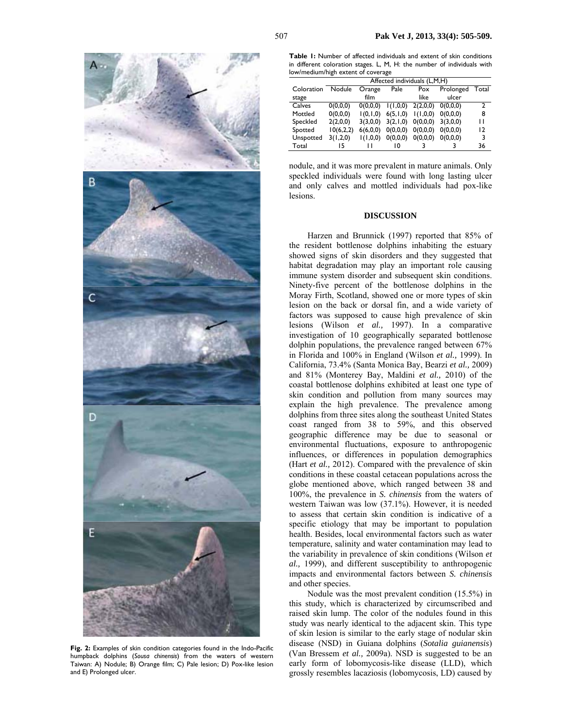Fig. 2: Examples of skin condition categories found in the Indo-Pacific humpback dolphins (*Sousa chinensis*) from the waters of western Taiwan: A) Nodule; B) Orange film; C) Pale lesion; D) Pox-like lesion and E) Prolonged ulcer.

**Table 1:** Number of affected individuals and extent of skin conditions in different coloration stages. L, M, H: the number of individuals with low/medium/high extent of coverage

| Coloration stage | Affected individuals (L,M,H) | | | | | |
|---|---|---|---|---|---|---|
| | Nodule | Orange film | Pale | Pox like | Prolonged ulcer | Total |
| Calves | 0(0,0,0) | 0(0,0,0) | 1(1,0,0) | 2(2,0,0) | 0(0,0,0) | 2 |
| Mottled | 0(0,0,0) | 1(0,1,0) | 6(5,1,0) | 1(1,0,0) | 0(0,0,0) | 8 |
| Speckled | 2(2,0,0) | 3(3,0,0) | 3(2,1,0) | 0(0,0,0) | 3(3,0,0) | 11 |
| Spotted | 10(6,2,2) | 6(6,0,0) | 0(0,0,0) | 0(0,0,0) | 0(0,0,0) | 12 |
| Unspotted | 3(1,2,0) | 1(1,0,0) | 0(0,0,0) | 0(0,0,0) | 0(0,0,0) | 3 |
| Total | 15 | 11 | 10 | 3 | 3 | 36 |

nodule, and it was more prevalent in mature animals. Only speckled individuals were found with long lasting ulcer and only calves and mottled individuals had pox-like lesions.

## DISCUSSION

Harzen and Brunnick (1997) reported that 85% of the resident bottlenose dolphins inhabiting the estuary showed signs of skin disorders and they suggested that habitat degradation may play an important role causing immune system disorder and subsequent skin conditions. Ninety-five percent of the bottlenose dolphins in the Moray Firth, Scotland, showed one or more types of skin lesion on the back or dorsal fin, and a wide variety of factors was supposed to cause high prevalence of skin lesions (Wilson *et al.,* 1997). In a comparative investigation of 10 geographically separated bottlenose dolphin populations, the prevalence ranged between 67% in Florida and 100% in England (Wilson *et al.,* 1999). In California, 73.4% (Santa Monica Bay, Bearzi *et al.,* 2009) and 81% (Monterey Bay, Maldini *et al.,* 2010) of the coastal bottlenose dolphins exhibited at least one type of skin condition and pollution from many sources may explain the high prevalence. The prevalence among dolphins from three sites along the southeast United States coast ranged from 38 to 59%, and this observed geographic difference may be due to seasonal or environmental fluctuations, exposure to anthropogenic influences, or differences in population demographics (Hart *et al.,* 2012). Compared with the prevalence of skin conditions in these coastal cetacean populations across the globe mentioned above, which ranged between 38 and 100%, the prevalence in *S. chinensis* from the waters of western Taiwan was low (37.1%). However, it is needed to assess that certain skin condition is indicative of a specific etiology that may be important to population health. Besides, local environmental factors such as water temperature, salinity and water contamination may lead to the variability in prevalence of skin conditions (Wilson *et al.,* 1999), and different susceptibility to anthropogenic impacts and environmental factors between *S. chinensis* and other species.

Nodule was the most prevalent condition (15.5%) in this study, which is characterized by circumscribed and raised skin lump. The color of the nodules found in this study was nearly identical to the adjacent skin. This type of skin lesion is similar to the early stage of nodular skin disease (NSD) in Guiana dolphins (*Sotalia guianensis*) (Van Bressem *et al.,* 2009a). NSD is suggested to be an early form of lobomycosis-like disease (LLD), which grossly resembles lacaziosis (lobomycosis, LD) caused by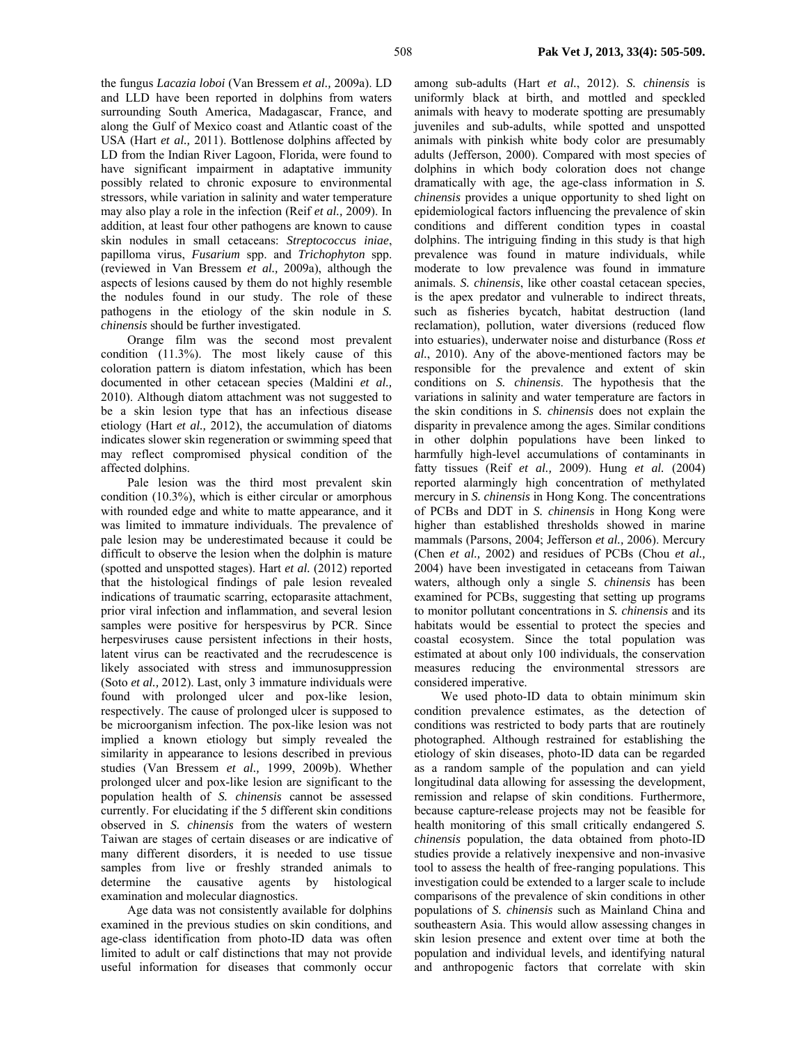the fungus *Lacazia loboi* (Van Bressem *et al.,* 2009a). LD and LLD have been reported in dolphins from waters surrounding South America, Madagascar, France, and along the Gulf of Mexico coast and Atlantic coast of the USA (Hart *et al.,* 2011). Bottlenose dolphins affected by LD from the Indian River Lagoon, Florida, were found to have significant impairment in adaptative immunity possibly related to chronic exposure to environmental stressors, while variation in salinity and water temperature may also play a role in the infection (Reif *et al.,* 2009). In addition, at least four other pathogens are known to cause skin nodules in small cetaceans: *Streptococcus iniae*, papilloma virus, *Fusarium* spp. and *Trichophyton* spp. (reviewed in Van Bressem *et al.,* 2009a), although the aspects of lesions caused by them do not highly resemble the nodules found in our study. The role of these pathogens in the etiology of the skin nodule in *S. chinensis* should be further investigated.

Orange film was the second most prevalent condition (11.3%). The most likely cause of this coloration pattern is diatom infestation, which has been documented in other cetacean species (Maldini *et al.,* 2010). Although diatom attachment was not suggested to be a skin lesion type that has an infectious disease etiology (Hart *et al.,* 2012), the accumulation of diatoms indicates slower skin regeneration or swimming speed that may reflect compromised physical condition of the affected dolphins.

Pale lesion was the third most prevalent skin condition (10.3%), which is either circular or amorphous with rounded edge and white to matte appearance, and it was limited to immature individuals. The prevalence of pale lesion may be underestimated because it could be difficult to observe the lesion when the dolphin is mature (spotted and unspotted stages). Hart *et al.* (2012) reported that the histological findings of pale lesion revealed indications of traumatic scarring, ectoparasite attachment, prior viral infection and inflammation, and several lesion samples were positive for herspesvirus by PCR. Since herpesviruses cause persistent infections in their hosts, latent virus can be reactivated and the recrudescence is likely associated with stress and immunosuppression (Soto *et al.,* 2012). Last, only 3 immature individuals were found with prolonged ulcer and pox-like lesion, respectively. The cause of prolonged ulcer is supposed to be microorganism infection. The pox-like lesion was not implied a known etiology but simply revealed the similarity in appearance to lesions described in previous studies (Van Bressem *et al.,* 1999, 2009b). Whether prolonged ulcer and pox-like lesion are significant to the population health of *S. chinensis* cannot be assessed currently. For elucidating if the 5 different skin conditions observed in *S. chinensis* from the waters of western Taiwan are stages of certain diseases or are indicative of many different disorders, it is needed to use tissue samples from live or freshly stranded animals to determine the causative agents by histological examination and molecular diagnostics.

Age data was not consistently available for dolphins examined in the previous studies on skin conditions, and age-class identification from photo-ID data was often limited to adult or calf distinctions that may not provide useful information for diseases that commonly occur among sub-adults (Hart *et al.*, 2012). *S. chinensis* is uniformly black at birth, and mottled and speckled animals with heavy to moderate spotting are presumably juveniles and sub-adults, while spotted and unspotted animals with pinkish white body color are presumably adults (Jefferson, 2000). Compared with most species of dolphins in which body coloration does not change dramatically with age, the age-class information in *S. chinensis* provides a unique opportunity to shed light on epidemiological factors influencing the prevalence of skin conditions and different condition types in coastal dolphins. The intriguing finding in this study is that high prevalence was found in mature individuals, while moderate to low prevalence was found in immature animals. *S. chinensis*, like other coastal cetacean species, is the apex predator and vulnerable to indirect threats, such as fisheries bycatch, habitat destruction (land reclamation), pollution, water diversions (reduced flow into estuaries), underwater noise and disturbance (Ross *et al.*, 2010). Any of the above-mentioned factors may be responsible for the prevalence and extent of skin conditions on *S. chinensis*. The hypothesis that the variations in salinity and water temperature are factors in the skin conditions in *S. chinensis* does not explain the disparity in prevalence among the ages. Similar conditions in other dolphin populations have been linked to harmfully high-level accumulations of contaminants in fatty tissues (Reif *et al.,* 2009). Hung *et al.* (2004) reported alarmingly high concentration of methylated mercury in *S. chinensis* in Hong Kong. The concentrations of PCBs and DDT in *S. chinensis* in Hong Kong were higher than established thresholds showed in marine mammals (Parsons, 2004; Jefferson *et al.,* 2006). Mercury (Chen *et al.,* 2002) and residues of PCBs (Chou *et al.,* 2004) have been investigated in cetaceans from Taiwan waters, although only a single *S. chinensis* has been examined for PCBs, suggesting that setting up programs to monitor pollutant concentrations in *S. chinensis* and its habitats would be essential to protect the species and coastal ecosystem. Since the total population was estimated at about only 100 individuals, the conservation measures reducing the environmental stressors are considered imperative.

We used photo-ID data to obtain minimum skin condition prevalence estimates, as the detection of conditions was restricted to body parts that are routinely photographed. Although restrained for establishing the etiology of skin diseases, photo-ID data can be regarded as a random sample of the population and can yield longitudinal data allowing for assessing the development, remission and relapse of skin conditions. Furthermore, because capture-release projects may not be feasible for health monitoring of this small critically endangered *S. chinensis* population, the data obtained from photo-ID studies provide a relatively inexpensive and non-invasive tool to assess the health of free-ranging populations. This investigation could be extended to a larger scale to include comparisons of the prevalence of skin conditions in other populations of *S. chinensis* such as Mainland China and southeastern Asia. This would allow assessing changes in skin lesion presence and extent over time at both the population and individual levels, and identifying natural and anthropogenic factors that correlate with skin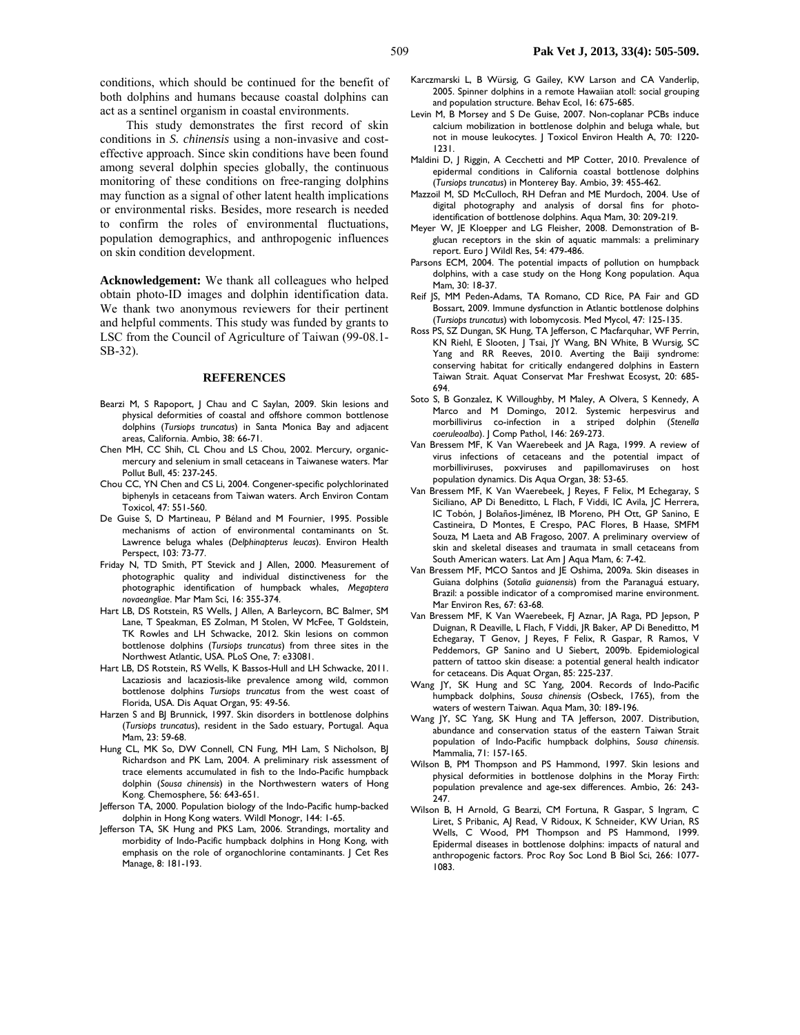conditions, which should be continued for the benefit of both dolphins and humans because coastal dolphins can act as a sentinel organism in coastal environments.

This study demonstrates the first record of skin conditions in *S. chinensis* using a non-invasive and cost-effective approach. Since skin conditions have been found among several dolphin species globally, the continuous monitoring of these conditions on free-ranging dolphins may function as a signal of other latent health implications or environmental risks. Besides, more research is needed to confirm the roles of environmental fluctuations, population demographics, and anthropogenic influences on skin condition development.

**Acknowledgement:** We thank all colleagues who helped obtain photo-ID images and dolphin identification data. We thank two anonymous reviewers for their pertinent and helpful comments. This study was funded by grants to LSC from the Council of Agriculture of Taiwan (99-08.1-SB-32).

## REFERENCES

Bearzi M, S Rapoport, J Chau and C Saylan, 2009. Skin lesions and physical deformities of coastal and offshore common bottlenose dolphins (*Tursiops truncatus*) in Santa Monica Bay and adjacent areas, California. Ambio, 38: 66-71.

Chen MH, CC Shih, CL Chou and LS Chou, 2002. Mercury, organic-mercury and selenium in small cetaceans in Taiwanese waters. Mar Pollut Bull, 45: 237-245.

Chou CC, YN Chen and CS Li, 2004. Congener-specific polychlorinated biphenyls in cetaceans from Taiwan waters. Arch Environ Contam Toxicol, 47: 551-560.

De Guise S, D Martineau, P Béland and M Fournier, 1995. Possible mechanisms of action of environmental contaminants on St. Lawrence beluga whales (*Delphinapterus leucas*). Environ Health Perspect, 103: 73-77.

Friday N, TD Smith, PT Stevick and J Allen, 2000. Measurement of photographic quality and individual distinctiveness for the photographic identification of humpback whales, *Megaptera novaeangliae*. Mar Mam Sci, 16: 355-374.

Hart LB, DS Rotstein, RS Wells, J Allen, A Barleycorn, BC Balmer, SM Lane, T Speakman, ES Zolman, M Stolen, W McFee, T Goldstein, TK Rowles and LH Schwacke, 2012. Skin lesions on common bottlenose dolphins (*Tursiops truncatus*) from three sites in the Northwest Atlantic, USA. PLoS One, 7: e33081.

Hart LB, DS Rotstein, RS Wells, K Bassos-Hull and LH Schwacke, 2011. Lacaziosis and lacaziosis-like prevalence among wild, common bottlenose dolphins *Tursiops truncatus* from the west coast of Florida, USA. Dis Aquat Organ, 95: 49-56.

Harzen S and BJ Brunnick, 1997. Skin disorders in bottlenose dolphins (*Tursiops truncatus*), resident in the Sado estuary, Portugal. Aqua Mam, 23: 59-68.

Hung CL, MK So, DW Connell, CN Fung, MH Lam, S Nicholson, BJ Richardson and PK Lam, 2004. A preliminary risk assessment of trace elements accumulated in fish to the Indo-Pacific humpback dolphin (*Sousa chinensis*) in the Northwestern waters of Hong Kong. Chemosphere, 56: 643-651.

Jefferson TA, 2000. Population biology of the Indo-Pacific hump-backed dolphin in Hong Kong waters. Wildl Monogr, 144: 1-65.

Jefferson TA, SK Hung and PKS Lam, 2006. Strandings, mortality and morbidity of Indo-Pacific humpback dolphins in Hong Kong, with emphasis on the role of organochlorine contaminants. J Cet Res Manage, 8: 181-193.

Karczmarski L, B Würsig, G Gailey, KW Larson and CA Vanderlip, 2005. Spinner dolphins in a remote Hawaiian atoll: social grouping and population structure. Behav Ecol, 16: 675-685.

Levin M, B Morsey and S De Guise, 2007. Non-coplanar PCBs induce calcium mobilization in bottlenose dolphin and beluga whale, but not in mouse leukocytes. J Toxicol Environ Health A, 70: 1220-1231.

Maldini D, J Riggin, A Cecchetti and MP Cotter, 2010. Prevalence of epidermal conditions in California coastal bottlenose dolphins (*Tursiops truncatus*) in Monterey Bay. Ambio, 39: 455-462.

Mazzoil M, SD McCulloch, RH Defran and ME Murdoch, 2004. Use of digital photography and analysis of dorsal fins for photo-identification of bottlenose dolphins. Aqua Mam, 30: 209-219.

Meyer W, JE Kloepper and LG Fleisher, 2008. Demonstration of B-glucan receptors in the skin of aquatic mammals: a preliminary report. Euro J Wildl Res, 54: 479-486.

Parsons ECM, 2004. The potential impacts of pollution on humpback dolphins, with a case study on the Hong Kong population. Aqua Mam, 30: 18-37.

Reif JS, MM Peden-Adams, TA Romano, CD Rice, PA Fair and GD Bossart, 2009. Immune dysfunction in Atlantic bottlenose dolphins (*Tursiops truncatus*) with lobomycosis. Med Mycol, 47: 125-135.

Ross PS, SZ Dungan, SK Hung, TA Jefferson, C Macfarquhar, WF Perrin, KN Riehl, E Slooten, J Tsai, JY Wang, BN White, B Wursig, SC Yang and RR Reeves, 2010. Averting the Baiji syndrome: conserving habitat for critically endangered dolphins in Eastern Taiwan Strait. Aquat Conservat Mar Freshwat Ecosyst, 20: 685-694.

Soto S, B Gonzalez, K Willoughby, M Maley, A Olvera, S Kennedy, A Marco and M Domingo, 2012. Systemic herpesvirus and morbillivirus co-infection in a striped dolphin (*Stenella coeruleoalba*). J Comp Pathol, 146: 269-273.

Van Bressem MF, K Van Waerebeek and JA Raga, 1999. A review of virus infections of cetaceans and the potential impact of morbilliviruses, poxviruses and papillomaviruses on host population dynamics. Dis Aqua Organ, 38: 53-65.

Van Bressem MF, K Van Waerebeek, J Reyes, F Felix, M Echegaray, S Siciliano, AP Di Beneditto, L Flach, F Viddi, IC Avila, JC Herrera, IC Tobón, J Bolaños-Jiménez, IB Moreno, PH Ott, GP Sanino, E Castineira, D Montes, E Crespo, PAC Flores, B Haase, SMFM Souza, M Laeta and AB Fragoso, 2007. A preliminary overview of skin and skeletal diseases and traumata in small cetaceans from South American waters. Lat Am J Aqua Mam, 6: 7-42.

Van Bressem MF, MCO Santos and JE Oshima, 2009a. Skin diseases in Guiana dolphins (*Sotalia guianensis*) from the Paranaguá estuary, Brazil: a possible indicator of a compromised marine environment. Mar Environ Res, 67: 63-68.

Van Bressem MF, K Van Waerebeek, FJ Aznar, JA Raga, PD Jepson, P Duignan, R Deaville, L Flach, F Viddi, JR Baker, AP Di Beneditto, M Echegaray, T Genov, J Reyes, F Felix, R Gaspar, R Ramos, V Peddemors, GP Sanino and U Siebert, 2009b. Epidemiological pattern of tattoo skin disease: a potential general health indicator for cetaceans. Dis Aquat Organ, 85: 225-237.

Wang JY, SK Hung and SC Yang, 2004. Records of Indo-Pacific humpback dolphins, *Sousa chinensis* (Osbeck, 1765), from the waters of western Taiwan. Aqua Mam, 30: 189-196.

Wang JY, SC Yang, SK Hung and TA Jefferson, 2007. Distribution, abundance and conservation status of the eastern Taiwan Strait population of Indo-Pacific humpback dolphins, *Sousa chinensis*. Mammalia, 71: 157-165.

Wilson B, PM Thompson and PS Hammond, 1997. Skin lesions and physical deformities in bottlenose dolphins in the Moray Firth: population prevalence and age-sex differences. Ambio, 26: 243-247.

Wilson B, H Arnold, G Bearzi, CM Fortuna, R Gaspar, S Ingram, C Liret, S Pribanic, AJ Read, V Ridoux, K Schneider, KW Urian, RS Wells, C Wood, PM Thompson and PS Hammond, 1999. Epidermal diseases in bottlenose dolphins: impacts of natural and anthropogenic factors. Proc Roy Soc Lond B Biol Sci, 266: 1077-1083.